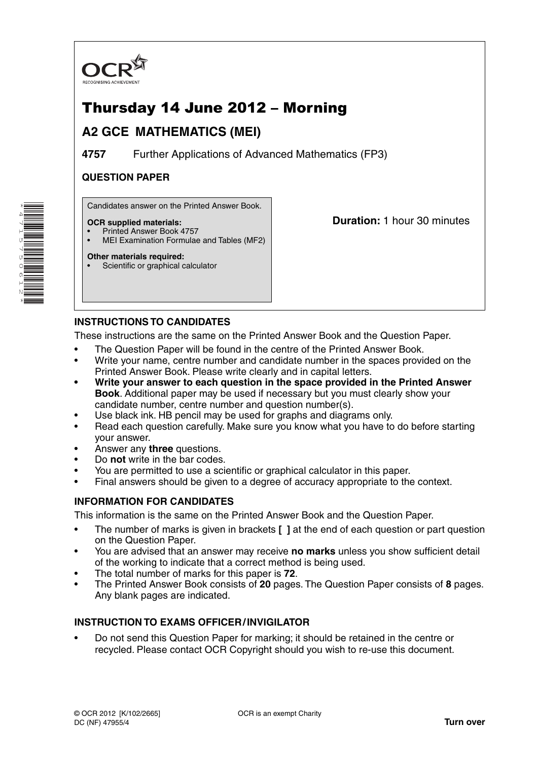OCR
RECOGNISING ACHIEVEMENT

# Thursday 14 June 2012 – Morning

## A2 GCE MATHEMATICS (MEI)

**4757** Further Applications of Advanced Mathematics (FP3)

**QUESTION PAPER**

Candidates answer on the Printed Answer Book.

**OCR supplied materials:**
- Printed Answer Book 4757
- MEI Examination Formulae and Tables (MF2)

**Other materials required:**
- Scientific or graphical calculator

**Duration:** 1 hour 30 minutes

### INSTRUCTIONS TO CANDIDATES

These instructions are the same on the Printed Answer Book and the Question Paper.

- The Question Paper will be found in the centre of the Printed Answer Book.
- Write your name, centre number and candidate number in the spaces provided on the Printed Answer Book. Please write clearly and in capital letters.
- **Write your answer to each question in the space provided in the Printed Answer Book**. Additional paper may be used if necessary but you must clearly show your candidate number, centre number and question number(s).
- Use black ink. HB pencil may be used for graphs and diagrams only.
- Read each question carefully. Make sure you know what you have to do before starting your answer.
- Answer any **three** questions.
- Do **not** write in the bar codes.
- You are permitted to use a scientific or graphical calculator in this paper.
- Final answers should be given to a degree of accuracy appropriate to the context.

### INFORMATION FOR CANDIDATES

This information is the same on the Printed Answer Book and the Question Paper.

- The number of marks is given in brackets **[ ]** at the end of each question or part question on the Question Paper.
- You are advised that an answer may receive **no marks** unless you show sufficient detail of the working to indicate that a correct method is being used.
- The total number of marks for this paper is **72**.
- The Printed Answer Book consists of **20** pages. The Question Paper consists of **8** pages. Any blank pages are indicated.

### INSTRUCTION TO EXAMS OFFICER / INVIGILATOR

- Do not send this Question Paper for marking; it should be retained in the centre or recycled. Please contact OCR Copyright should you wish to re-use this document.

© OCR 2012 [K/102/2665]
DC (NF) 47955/4

OCR is an exempt Charity

**Turn over**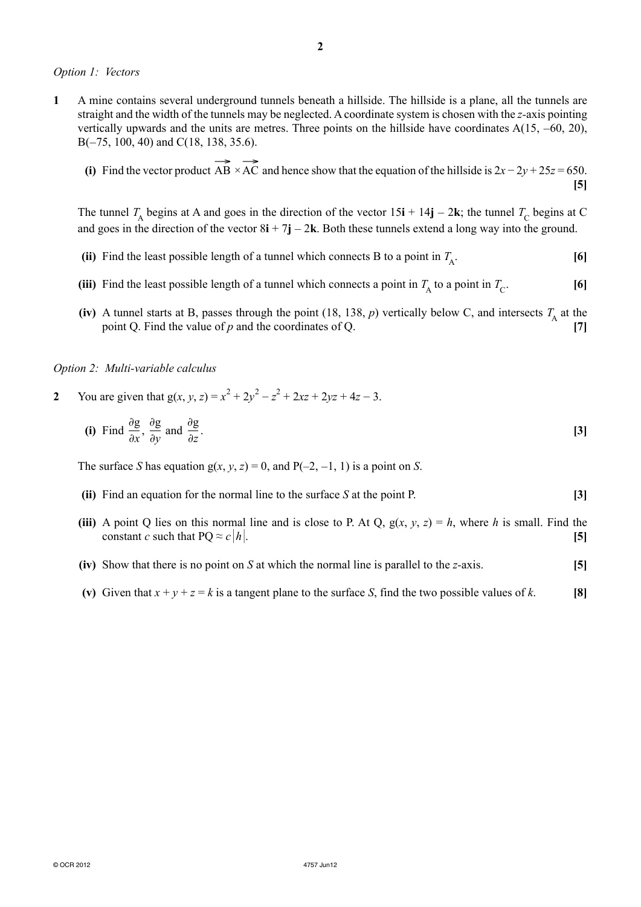*Option 1: Vectors*

**1** A mine contains several underground tunnels beneath a hillside. The hillside is a plane, all the tunnels are straight and the width of the tunnels may be neglected. A coordinate system is chosen with the $z$-axis pointing vertically upwards and the units are metres. Three points on the hillside have coordinates A(15, –60, 20), B(–75, 100, 40) and C(18, 138, 35.6).

**(i)** Find the vector product $\overrightarrow{AB} \times \overrightarrow{AC}$ and hence show that the equation of the hillside is $2x - 2y + 25z = 650$. **[5]**

The tunnel $T_A$ begins at A and goes in the direction of the vector $15\mathbf{i} + 14\mathbf{j} - 2\mathbf{k}$; the tunnel $T_C$ begins at C and goes in the direction of the vector $8\mathbf{i} + 7\mathbf{j} - 2\mathbf{k}$. Both these tunnels extend a long way into the ground.

**(ii)** Find the least possible length of a tunnel which connects B to a point in $T_A$. **[6]**

**(iii)** Find the least possible length of a tunnel which connects a point in $T_A$ to a point in $T_C$. **[6]**

**(iv)** A tunnel starts at B, passes through the point (18, 138, $p$) vertically below C, and intersects $T_A$ at the point Q. Find the value of $p$ and the coordinates of Q. **[7]**

*Option 2: Multi-variable calculus*

**2** You are given that $g(x, y, z) = x^2 + 2y^2 - z^2 + 2xz + 2yz + 4z - 3$.

**(i)** Find $\dfrac{\partial g}{\partial x}$, $\dfrac{\partial g}{\partial y}$ and $\dfrac{\partial g}{\partial z}$. **[3]**

The surface $S$ has equation $g(x, y, z) = 0$, and P(–2, –1, 1) is a point on $S$.

**(ii)** Find an equation for the normal line to the surface $S$ at the point P. **[3]**

**(iii)** A point Q lies on this normal line and is close to P. At Q, $g(x, y, z) = h$, where $h$ is small. Find the constant $c$ such that $\text{PQ} \approx c|h|$. **[5]**

**(iv)** Show that there is no point on $S$ at which the normal line is parallel to the $z$-axis. **[5]**

**(v)** Given that $x + y + z = k$ is a tangent plane to the surface $S$, find the two possible values of $k$. **[8]**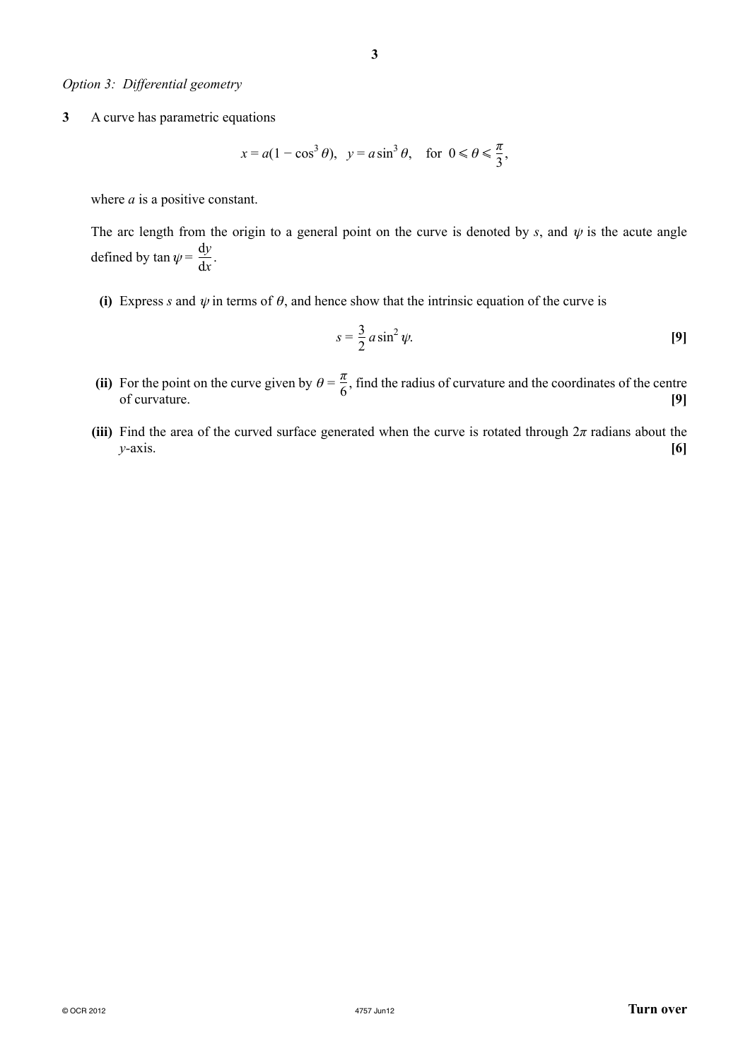*Option 3: Differential geometry*

**3** A curve has parametric equations

$$x = a(1 - \cos^3 \theta), \quad y = a\sin^3 \theta, \quad \text{for } 0 \leqslant \theta \leqslant \frac{\pi}{3},$$

where $a$ is a positive constant.

The arc length from the origin to a general point on the curve is denoted by $s$, and $\psi$ is the acute angle defined by $\tan \psi = \frac{\mathrm{d}y}{\mathrm{d}x}$.

**(i)** Express $s$ and $\psi$ in terms of $\theta$, and hence show that the intrinsic equation of the curve is

$$s = \frac{3}{2} a \sin^2 \psi. \qquad \textbf{[9]}$$

**(ii)** For the point on the curve given by $\theta = \frac{\pi}{6}$, find the radius of curvature and the coordinates of the centre of curvature. **[9]**

**(iii)** Find the area of the curved surface generated when the curve is rotated through $2\pi$ radians about the $y$-axis. **[6]**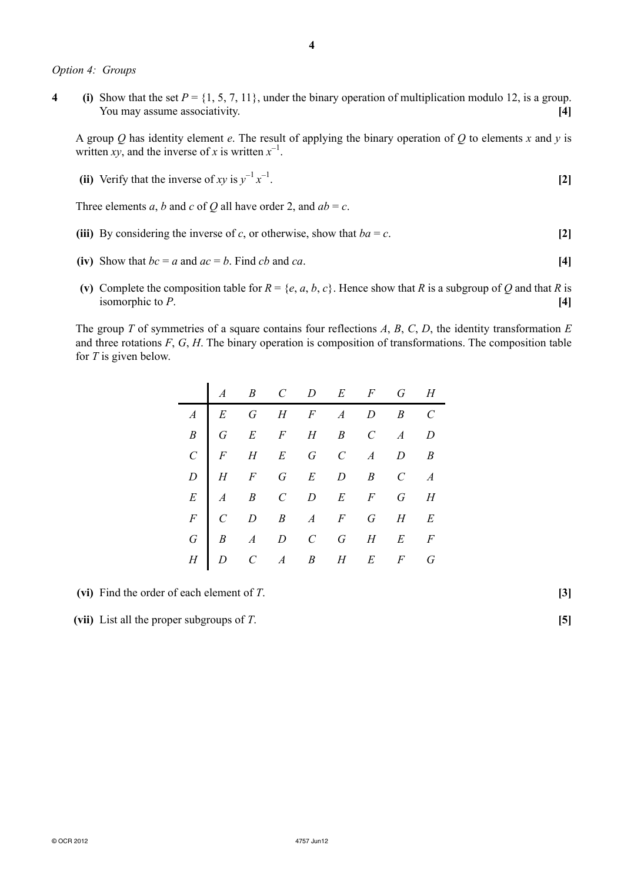*Option 4: Groups*

**4** **(i)** Show that the set $P = \{1, 5, 7, 11\}$, under the binary operation of multiplication modulo 12, is a group. You may assume associativity. **[4]**

A group $Q$ has identity element $e$. The result of applying the binary operation of $Q$ to elements $x$ and $y$ is written $xy$, and the inverse of $x$ is written $x^{-1}$.

**(ii)** Verify that the inverse of $xy$ is $y^{-1}x^{-1}$. **[2]**

Three elements $a$, $b$ and $c$ of $Q$ all have order 2, and $ab = c$.

**(iii)** By considering the inverse of $c$, or otherwise, show that $ba = c$. **[2]**

**(iv)** Show that $bc = a$ and $ac = b$. Find $cb$ and $ca$. **[4]**

**(v)** Complete the composition table for $R = \{e, a, b, c\}$. Hence show that $R$ is a subgroup of $Q$ and that $R$ is isomorphic to $P$. **[4]**

The group $T$ of symmetries of a square contains four reflections $A$, $B$, $C$, $D$, the identity transformation $E$ and three rotations $F$, $G$, $H$. The binary operation is composition of transformations. The composition table for $T$ is given below.

| | $A$ | $B$ | $C$ | $D$ | $E$ | $F$ | $G$ | $H$ |
|---|---|---|---|---|---|---|---|---|
| $A$ | $E$ | $G$ | $H$ | $F$ | $A$ | $D$ | $B$ | $C$ |
| $B$ | $G$ | $E$ | $F$ | $H$ | $B$ | $C$ | $A$ | $D$ |
| $C$ | $F$ | $H$ | $E$ | $G$ | $C$ | $A$ | $D$ | $B$ |
| $D$ | $H$ | $F$ | $G$ | $E$ | $D$ | $B$ | $C$ | $A$ |
| $E$ | $A$ | $B$ | $C$ | $D$ | $E$ | $F$ | $G$ | $H$ |
| $F$ | $C$ | $D$ | $B$ | $A$ | $F$ | $G$ | $H$ | $E$ |
| $G$ | $B$ | $A$ | $D$ | $C$ | $G$ | $H$ | $E$ | $F$ |
| $H$ | $D$ | $C$ | $A$ | $B$ | $H$ | $E$ | $F$ | $G$ |

**(vi)** Find the order of each element of $T$. **[3]**

**(vii)** List all the proper subgroups of $T$. **[5]**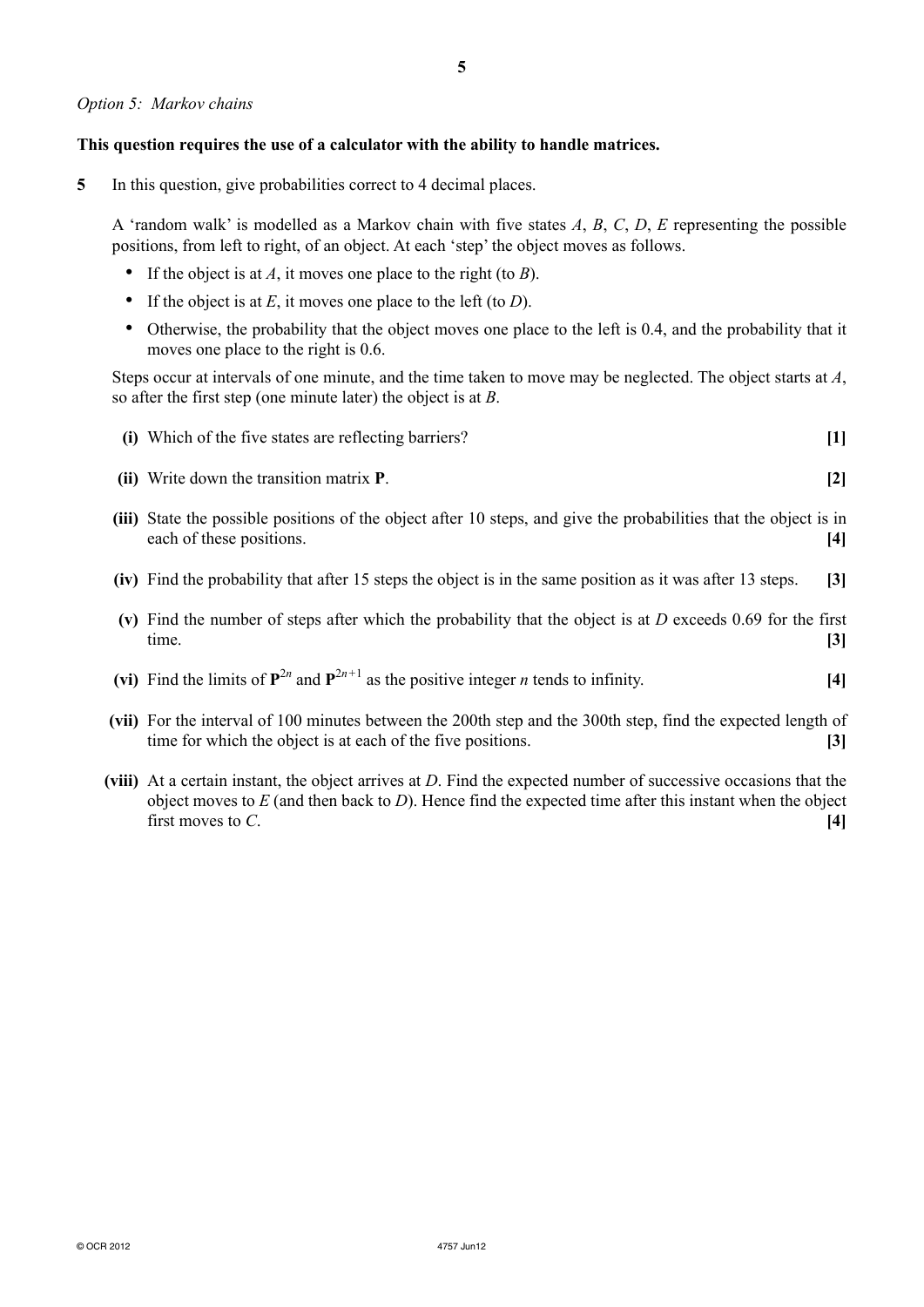*Option 5: Markov chains*

**This question requires the use of a calculator with the ability to handle matrices.**

**5** In this question, give probabilities correct to 4 decimal places.

A 'random walk' is modelled as a Markov chain with five states $A$, $B$, $C$, $D$, $E$ representing the possible positions, from left to right, of an object. At each 'step' the object moves as follows.

- If the object is at $A$, it moves one place to the right (to $B$).
- If the object is at $E$, it moves one place to the left (to $D$).
- Otherwise, the probability that the object moves one place to the left is 0.4, and the probability that it moves one place to the right is 0.6.

Steps occur at intervals of one minute, and the time taken to move may be neglected. The object starts at $A$, so after the first step (one minute later) the object is at $B$.

**(i)** Which of the five states are reflecting barriers? **[1]**

**(ii)** Write down the transition matrix $\mathbf{P}$. **[2]**

**(iii)** State the possible positions of the object after 10 steps, and give the probabilities that the object is in each of these positions. **[4]**

**(iv)** Find the probability that after 15 steps the object is in the same position as it was after 13 steps. **[3]**

**(v)** Find the number of steps after which the probability that the object is at $D$ exceeds 0.69 for the first time. **[3]**

**(vi)** Find the limits of $\mathbf{P}^{2n}$ and $\mathbf{P}^{2n+1}$ as the positive integer $n$ tends to infinity. **[4]**

**(vii)** For the interval of 100 minutes between the 200th step and the 300th step, find the expected length of time for which the object is at each of the five positions. **[3]**

**(viii)** At a certain instant, the object arrives at $D$. Find the expected number of successive occasions that the object moves to $E$ (and then back to $D$). Hence find the expected time after this instant when the object first moves to $C$. **[4]**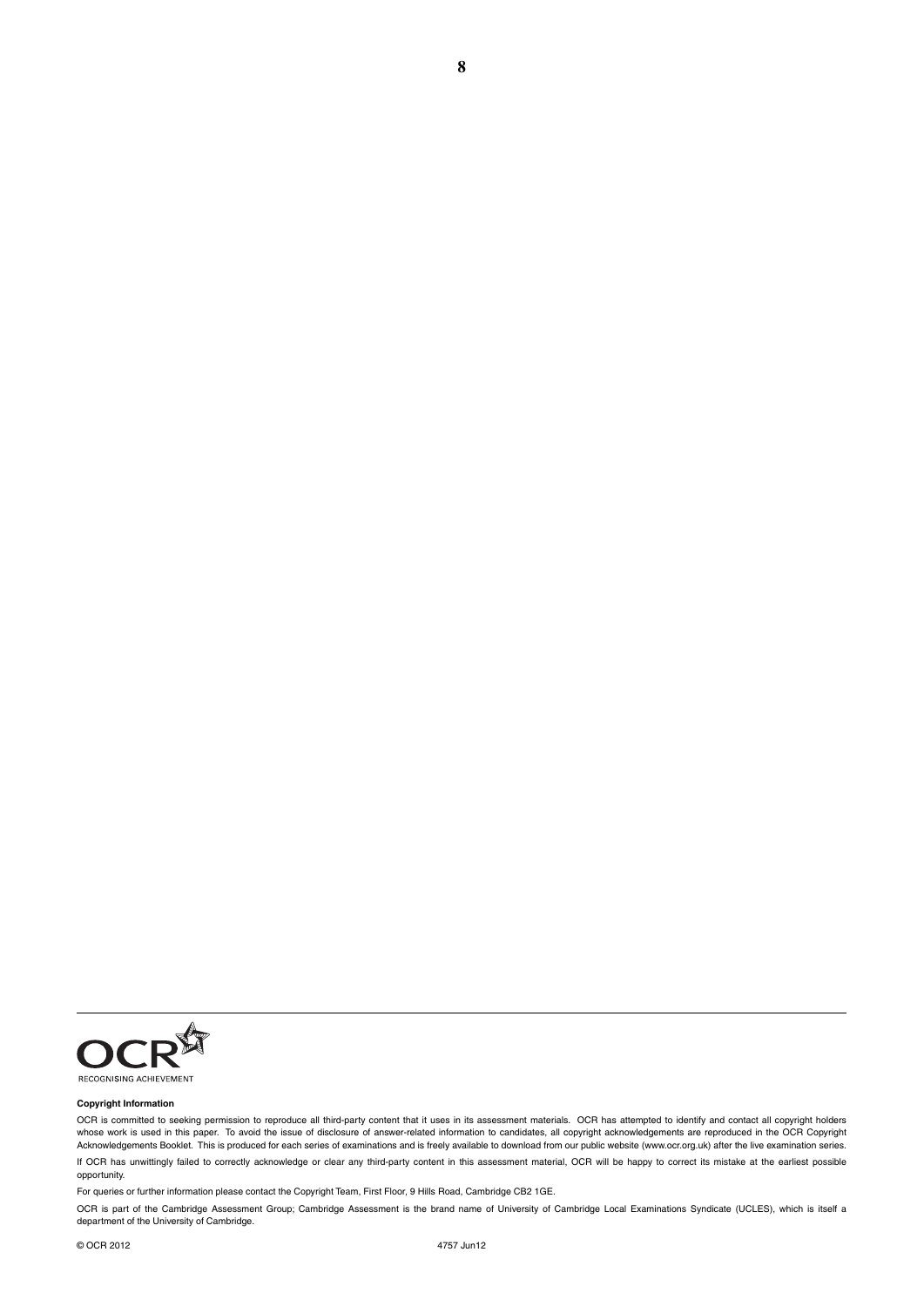RECOGNISING ACHIEVEMENT

**Copyright Information**

OCR is committed to seeking permission to reproduce all third-party content that it uses in its assessment materials. OCR has attempted to identify and contact all copyright holders whose work is used in this paper. To avoid the issue of disclosure of answer-related information to candidates, all copyright acknowledgements are reproduced in the OCR Copyright Acknowledgements Booklet. This is produced for each series of examinations and is freely available to download from our public website (www.ocr.org.uk) after the live examination series.

If OCR has unwittingly failed to correctly acknowledge or clear any third-party content in this assessment material, OCR will be happy to correct its mistake at the earliest possible opportunity.

For queries or further information please contact the Copyright Team, First Floor, 9 Hills Road, Cambridge CB2 1GE.

OCR is part of the Cambridge Assessment Group; Cambridge Assessment is the brand name of University of Cambridge Local Examinations Syndicate (UCLES), which is itself a department of the University of Cambridge.

© OCR 2012 4757 Jun12